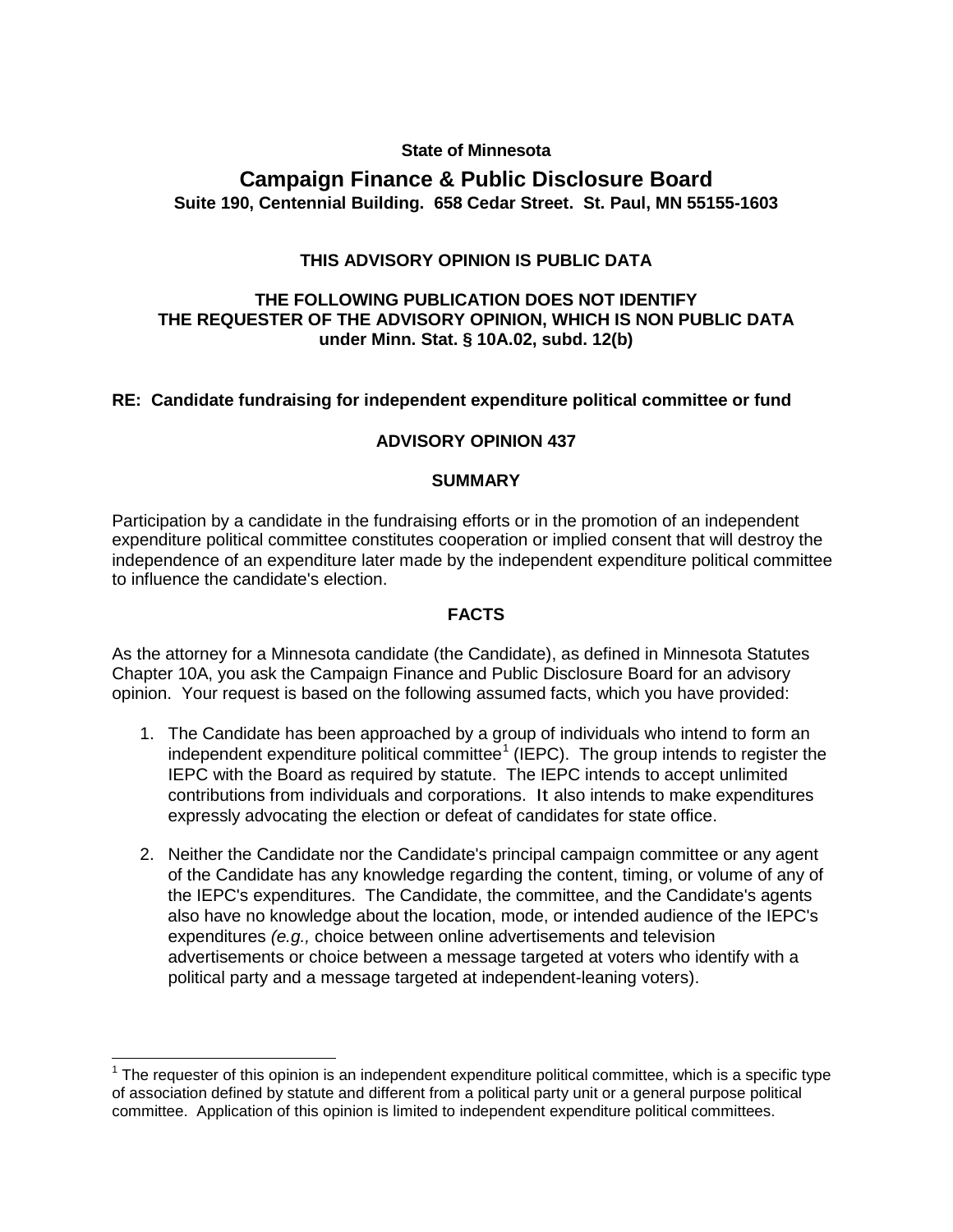**State of Minnesota**

# Campaign Finance & Public Disclosure Board

**Suite 190, Centennial Building. 658 Cedar Street. St. Paul, MN 55155-1603**

**THIS ADVISORY OPINION IS PUBLIC DATA**

**THE FOLLOWING PUBLICATION DOES NOT IDENTIFY THE REQUESTER OF THE ADVISORY OPINION, WHICH IS NON PUBLIC DATA under Minn. Stat. § 10A.02, subd. 12(b)**

**RE: Candidate fundraising for independent expenditure political committee or fund**

## ADVISORY OPINION 437

### SUMMARY

Participation by a candidate in the fundraising efforts or in the promotion of an independent expenditure political committee constitutes cooperation or implied consent that will destroy the independence of an expenditure later made by the independent expenditure political committee to influence the candidate's election.

### FACTS

As the attorney for a Minnesota candidate (the Candidate), as defined in Minnesota Statutes Chapter 10A, you ask the Campaign Finance and Public Disclosure Board for an advisory opinion. Your request is based on the following assumed facts, which you have provided:

1. The Candidate has been approached by a group of individuals who intend to form an independent expenditure political committee[1] (IEPC). The group intends to register the IEPC with the Board as required by statute. The IEPC intends to accept unlimited contributions from individuals and corporations. It also intends to make expenditures expressly advocating the election or defeat of candidates for state office.

2. Neither the Candidate nor the Candidate's principal campaign committee or any agent of the Candidate has any knowledge regarding the content, timing, or volume of any of the IEPC's expenditures. The Candidate, the committee, and the Candidate's agents also have no knowledge about the location, mode, or intended audience of the IEPC's expenditures *(e.g.,* choice between online advertisements and television advertisements or choice between a message targeted at voters who identify with a political party and a message targeted at independent-leaning voters).

[1] The requester of this opinion is an independent expenditure political committee, which is a specific type of association defined by statute and different from a political party unit or a general purpose political committee. Application of this opinion is limited to independent expenditure political committees.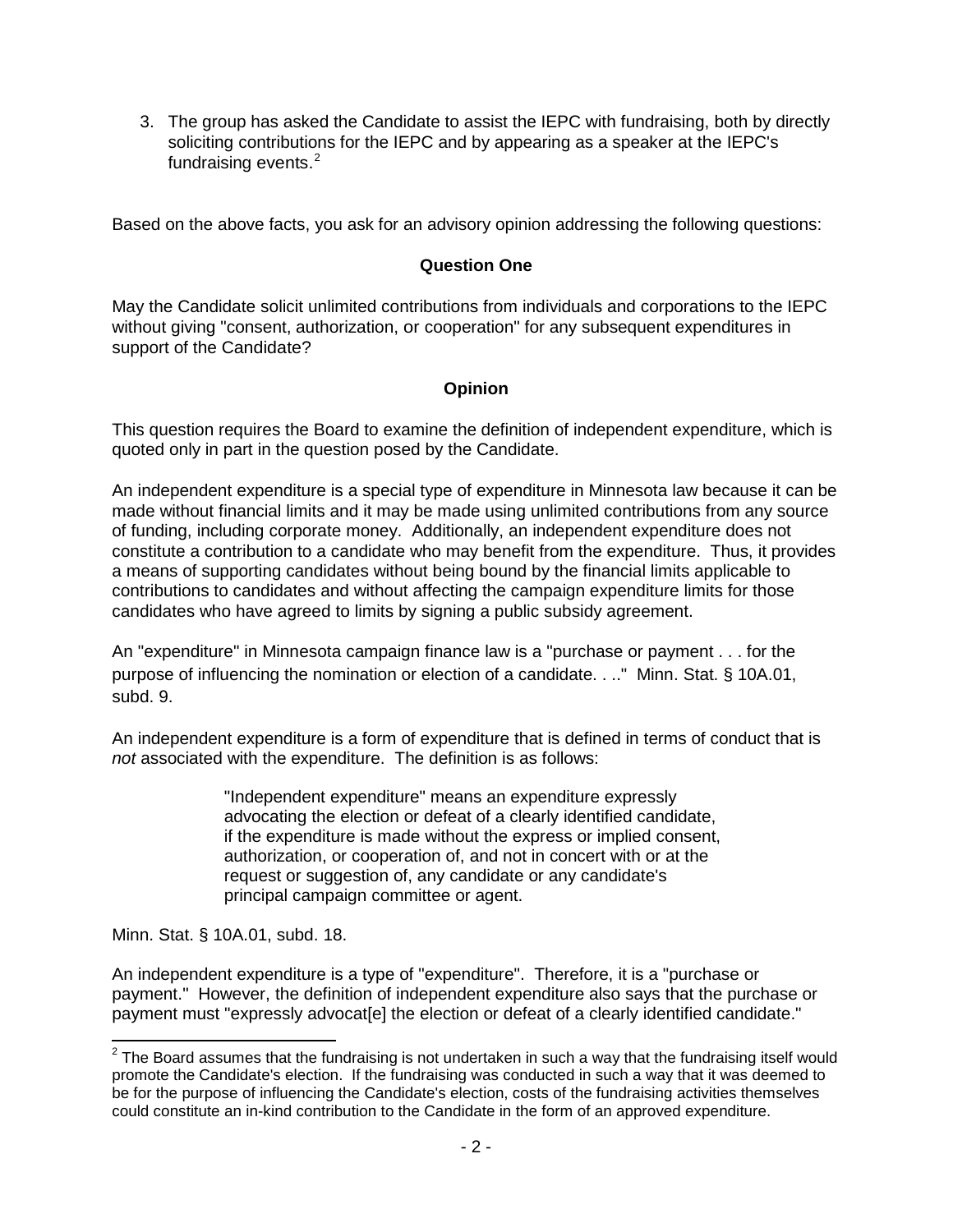3. The group has asked the Candidate to assist the IEPC with fundraising, both by directly soliciting contributions for the IEPC and by appearing as a speaker at the IEPC's fundraising events.[2]

Based on the above facts, you ask for an advisory opinion addressing the following questions:

**Question One**

May the Candidate solicit unlimited contributions from individuals and corporations to the IEPC without giving "consent, authorization, or cooperation" for any subsequent expenditures in support of the Candidate?

**Opinion**

This question requires the Board to examine the definition of independent expenditure, which is quoted only in part in the question posed by the Candidate.

An independent expenditure is a special type of expenditure in Minnesota law because it can be made without financial limits and it may be made using unlimited contributions from any source of funding, including corporate money. Additionally, an independent expenditure does not constitute a contribution to a candidate who may benefit from the expenditure. Thus, it provides a means of supporting candidates without being bound by the financial limits applicable to contributions to candidates and without affecting the campaign expenditure limits for those candidates who have agreed to limits by signing a public subsidy agreement.

An "expenditure" in Minnesota campaign finance law is a "purchase or payment . . . for the purpose of influencing the nomination or election of a candidate. . .." Minn. Stat. § 10A.01, subd. 9.

An independent expenditure is a form of expenditure that is defined in terms of conduct that is *not* associated with the expenditure. The definition is as follows:

> "Independent expenditure" means an expenditure expressly advocating the election or defeat of a clearly identified candidate, if the expenditure is made without the express or implied consent, authorization, or cooperation of, and not in concert with or at the request or suggestion of, any candidate or any candidate's principal campaign committee or agent.

Minn. Stat. § 10A.01, subd. 18.

An independent expenditure is a type of "expenditure". Therefore, it is a "purchase or payment." However, the definition of independent expenditure also says that the purchase or payment must "expressly advocat[e] the election or defeat of a clearly identified candidate."

---

[2] The Board assumes that the fundraising is not undertaken in such a way that the fundraising itself would promote the Candidate's election. If the fundraising was conducted in such a way that it was deemed to be for the purpose of influencing the Candidate's election, costs of the fundraising activities themselves could constitute an in-kind contribution to the Candidate in the form of an approved expenditure.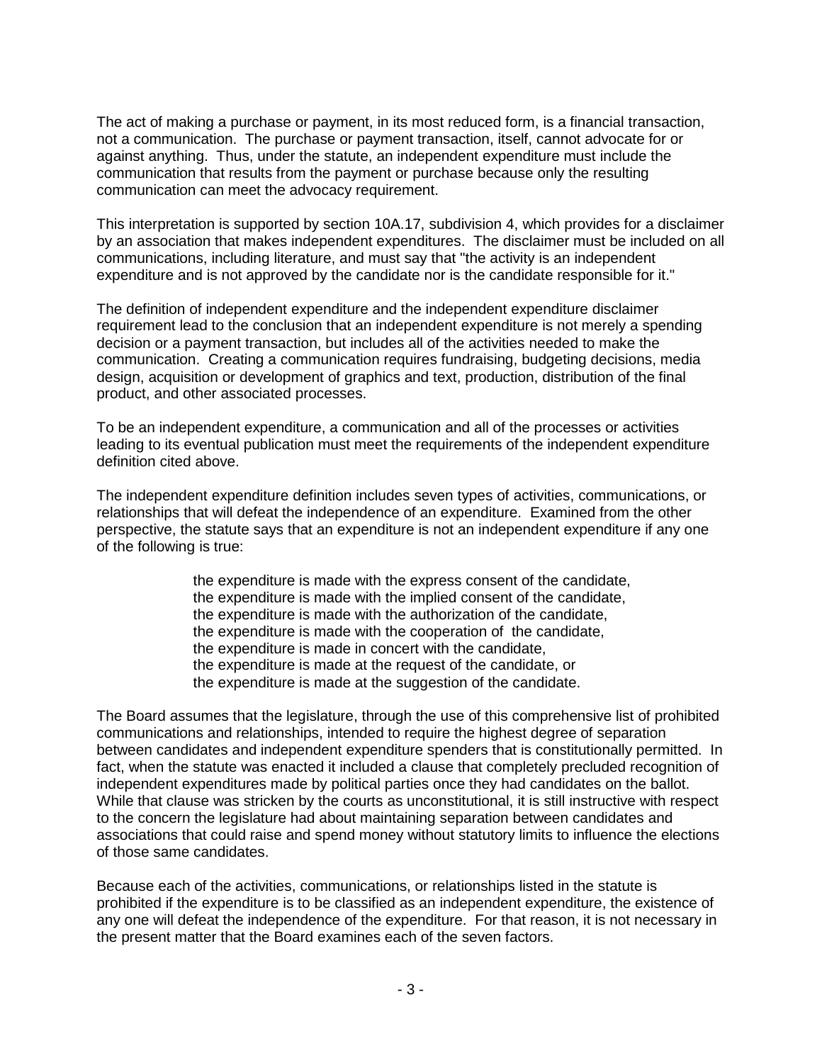The act of making a purchase or payment, in its most reduced form, is a financial transaction, not a communication. The purchase or payment transaction, itself, cannot advocate for or against anything. Thus, under the statute, an independent expenditure must include the communication that results from the payment or purchase because only the resulting communication can meet the advocacy requirement.

This interpretation is supported by section 10A.17, subdivision 4, which provides for a disclaimer by an association that makes independent expenditures. The disclaimer must be included on all communications, including literature, and must say that "the activity is an independent expenditure and is not approved by the candidate nor is the candidate responsible for it."

The definition of independent expenditure and the independent expenditure disclaimer requirement lead to the conclusion that an independent expenditure is not merely a spending decision or a payment transaction, but includes all of the activities needed to make the communication. Creating a communication requires fundraising, budgeting decisions, media design, acquisition or development of graphics and text, production, distribution of the final product, and other associated processes.

To be an independent expenditure, a communication and all of the processes or activities leading to its eventual publication must meet the requirements of the independent expenditure definition cited above.

The independent expenditure definition includes seven types of activities, communications, or relationships that will defeat the independence of an expenditure. Examined from the other perspective, the statute says that an expenditure is not an independent expenditure if any one of the following is true:

> the expenditure is made with the express consent of the candidate,
> the expenditure is made with the implied consent of the candidate,
> the expenditure is made with the authorization of the candidate,
> the expenditure is made with the cooperation of the candidate,
> the expenditure is made in concert with the candidate,
> the expenditure is made at the request of the candidate, or
> the expenditure is made at the suggestion of the candidate.

The Board assumes that the legislature, through the use of this comprehensive list of prohibited communications and relationships, intended to require the highest degree of separation between candidates and independent expenditure spenders that is constitutionally permitted. In fact, when the statute was enacted it included a clause that completely precluded recognition of independent expenditures made by political parties once they had candidates on the ballot. While that clause was stricken by the courts as unconstitutional, it is still instructive with respect to the concern the legislature had about maintaining separation between candidates and associations that could raise and spend money without statutory limits to influence the elections of those same candidates.

Because each of the activities, communications, or relationships listed in the statute is prohibited if the expenditure is to be classified as an independent expenditure, the existence of any one will defeat the independence of the expenditure. For that reason, it is not necessary in the present matter that the Board examines each of the seven factors.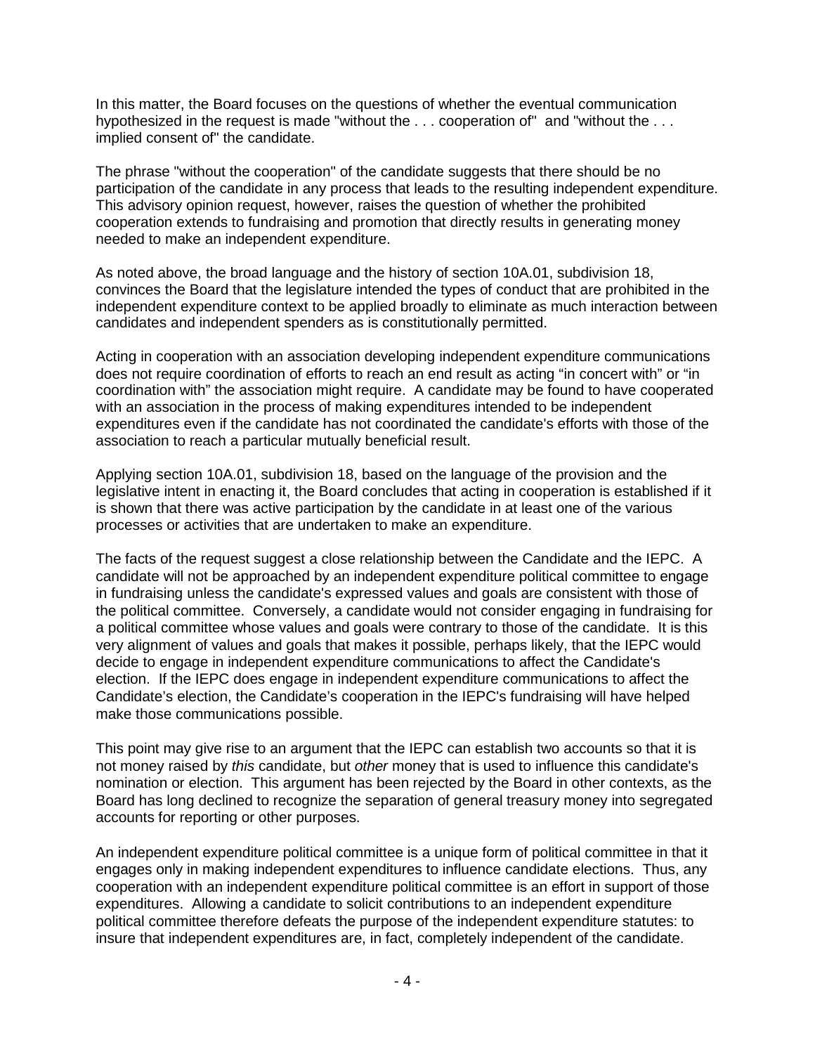In this matter, the Board focuses on the questions of whether the eventual communication hypothesized in the request is made "without the . . . cooperation of" and "without the . . . implied consent of" the candidate.

The phrase "without the cooperation" of the candidate suggests that there should be no participation of the candidate in any process that leads to the resulting independent expenditure. This advisory opinion request, however, raises the question of whether the prohibited cooperation extends to fundraising and promotion that directly results in generating money needed to make an independent expenditure.

As noted above, the broad language and the history of section 10A.01, subdivision 18, convinces the Board that the legislature intended the types of conduct that are prohibited in the independent expenditure context to be applied broadly to eliminate as much interaction between candidates and independent spenders as is constitutionally permitted.

Acting in cooperation with an association developing independent expenditure communications does not require coordination of efforts to reach an end result as acting "in concert with" or "in coordination with" the association might require. A candidate may be found to have cooperated with an association in the process of making expenditures intended to be independent expenditures even if the candidate has not coordinated the candidate's efforts with those of the association to reach a particular mutually beneficial result.

Applying section 10A.01, subdivision 18, based on the language of the provision and the legislative intent in enacting it, the Board concludes that acting in cooperation is established if it is shown that there was active participation by the candidate in at least one of the various processes or activities that are undertaken to make an expenditure.

The facts of the request suggest a close relationship between the Candidate and the IEPC. A candidate will not be approached by an independent expenditure political committee to engage in fundraising unless the candidate's expressed values and goals are consistent with those of the political committee. Conversely, a candidate would not consider engaging in fundraising for a political committee whose values and goals were contrary to those of the candidate. It is this very alignment of values and goals that makes it possible, perhaps likely, that the IEPC would decide to engage in independent expenditure communications to affect the Candidate's election. If the IEPC does engage in independent expenditure communications to affect the Candidate's election, the Candidate's cooperation in the IEPC's fundraising will have helped make those communications possible.

This point may give rise to an argument that the IEPC can establish two accounts so that it is not money raised by *this* candidate, but *other* money that is used to influence this candidate's nomination or election. This argument has been rejected by the Board in other contexts, as the Board has long declined to recognize the separation of general treasury money into segregated accounts for reporting or other purposes.

An independent expenditure political committee is a unique form of political committee in that it engages only in making independent expenditures to influence candidate elections. Thus, any cooperation with an independent expenditure political committee is an effort in support of those expenditures. Allowing a candidate to solicit contributions to an independent expenditure political committee therefore defeats the purpose of the independent expenditure statutes: to insure that independent expenditures are, in fact, completely independent of the candidate.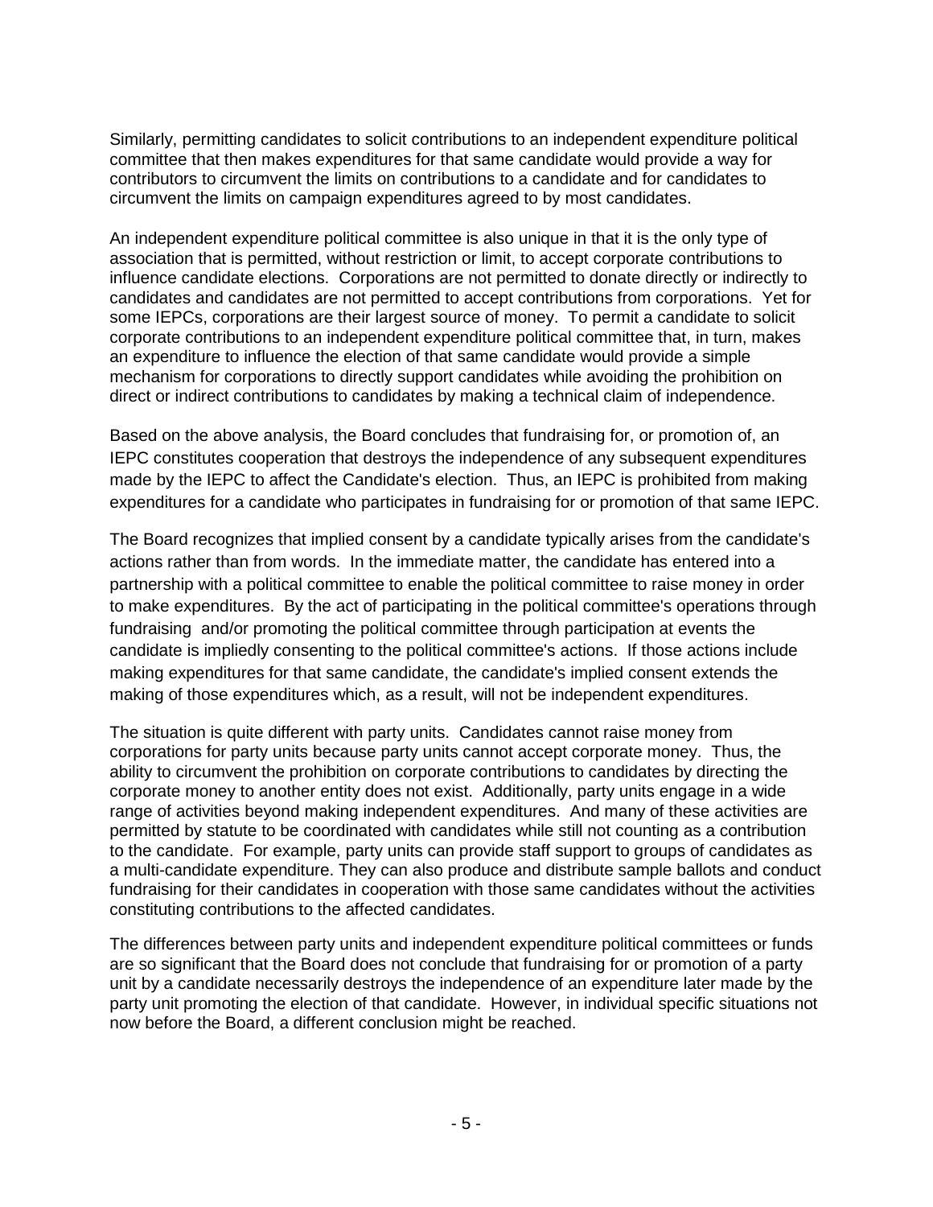Similarly, permitting candidates to solicit contributions to an independent expenditure political committee that then makes expenditures for that same candidate would provide a way for contributors to circumvent the limits on contributions to a candidate and for candidates to circumvent the limits on campaign expenditures agreed to by most candidates.

An independent expenditure political committee is also unique in that it is the only type of association that is permitted, without restriction or limit, to accept corporate contributions to influence candidate elections. Corporations are not permitted to donate directly or indirectly to candidates and candidates are not permitted to accept contributions from corporations. Yet for some IEPCs, corporations are their largest source of money. To permit a candidate to solicit corporate contributions to an independent expenditure political committee that, in turn, makes an expenditure to influence the election of that same candidate would provide a simple mechanism for corporations to directly support candidates while avoiding the prohibition on direct or indirect contributions to candidates by making a technical claim of independence.

Based on the above analysis, the Board concludes that fundraising for, or promotion of, an IEPC constitutes cooperation that destroys the independence of any subsequent expenditures made by the IEPC to affect the Candidate's election. Thus, an IEPC is prohibited from making expenditures for a candidate who participates in fundraising for or promotion of that same IEPC.

The Board recognizes that implied consent by a candidate typically arises from the candidate's actions rather than from words. In the immediate matter, the candidate has entered into a partnership with a political committee to enable the political committee to raise money in order to make expenditures. By the act of participating in the political committee's operations through fundraising and/or promoting the political committee through participation at events the candidate is impliedly consenting to the political committee's actions. If those actions include making expenditures for that same candidate, the candidate's implied consent extends the making of those expenditures which, as a result, will not be independent expenditures.

The situation is quite different with party units. Candidates cannot raise money from corporations for party units because party units cannot accept corporate money. Thus, the ability to circumvent the prohibition on corporate contributions to candidates by directing the corporate money to another entity does not exist. Additionally, party units engage in a wide range of activities beyond making independent expenditures. And many of these activities are permitted by statute to be coordinated with candidates while still not counting as a contribution to the candidate. For example, party units can provide staff support to groups of candidates as a multi-candidate expenditure. They can also produce and distribute sample ballots and conduct fundraising for their candidates in cooperation with those same candidates without the activities constituting contributions to the affected candidates.

The differences between party units and independent expenditure political committees or funds are so significant that the Board does not conclude that fundraising for or promotion of a party unit by a candidate necessarily destroys the independence of an expenditure later made by the party unit promoting the election of that candidate. However, in individual specific situations not now before the Board, a different conclusion might be reached.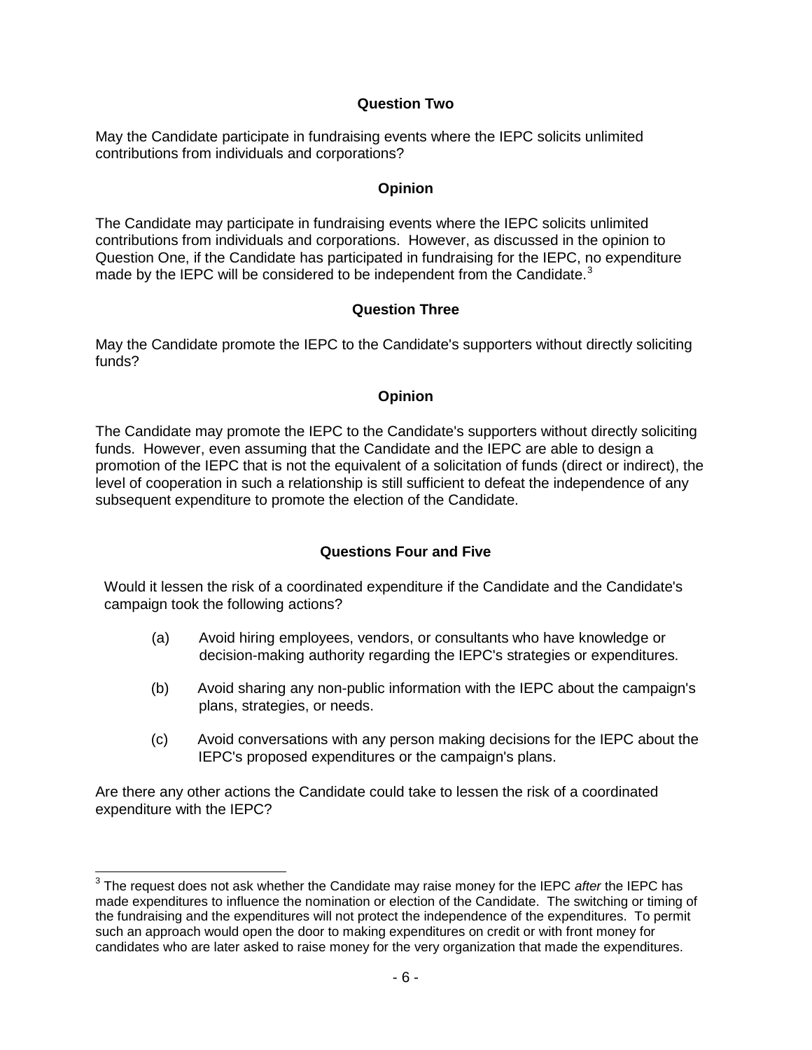### Question Two

May the Candidate participate in fundraising events where the IEPC solicits unlimited contributions from individuals and corporations?

### Opinion

The Candidate may participate in fundraising events where the IEPC solicits unlimited contributions from individuals and corporations. However, as discussed in the opinion to Question One, if the Candidate has participated in fundraising for the IEPC, no expenditure made by the IEPC will be considered to be independent from the Candidate.[3]

### Question Three

May the Candidate promote the IEPC to the Candidate's supporters without directly soliciting funds?

### Opinion

The Candidate may promote the IEPC to the Candidate's supporters without directly soliciting funds. However, even assuming that the Candidate and the IEPC are able to design a promotion of the IEPC that is not the equivalent of a solicitation of funds (direct or indirect), the level of cooperation in such a relationship is still sufficient to defeat the independence of any subsequent expenditure to promote the election of the Candidate.

### Questions Four and Five

Would it lessen the risk of a coordinated expenditure if the Candidate and the Candidate's campaign took the following actions?

(a) Avoid hiring employees, vendors, or consultants who have knowledge or decision-making authority regarding the IEPC's strategies or expenditures.

(b) Avoid sharing any non-public information with the IEPC about the campaign's plans, strategies, or needs.

(c) Avoid conversations with any person making decisions for the IEPC about the IEPC's proposed expenditures or the campaign's plans.

Are there any other actions the Candidate could take to lessen the risk of a coordinated expenditure with the IEPC?

---

[3] The request does not ask whether the Candidate may raise money for the IEPC *after* the IEPC has made expenditures to influence the nomination or election of the Candidate. The switching or timing of the fundraising and the expenditures will not protect the independence of the expenditures. To permit such an approach would open the door to making expenditures on credit or with front money for candidates who are later asked to raise money for the very organization that made the expenditures.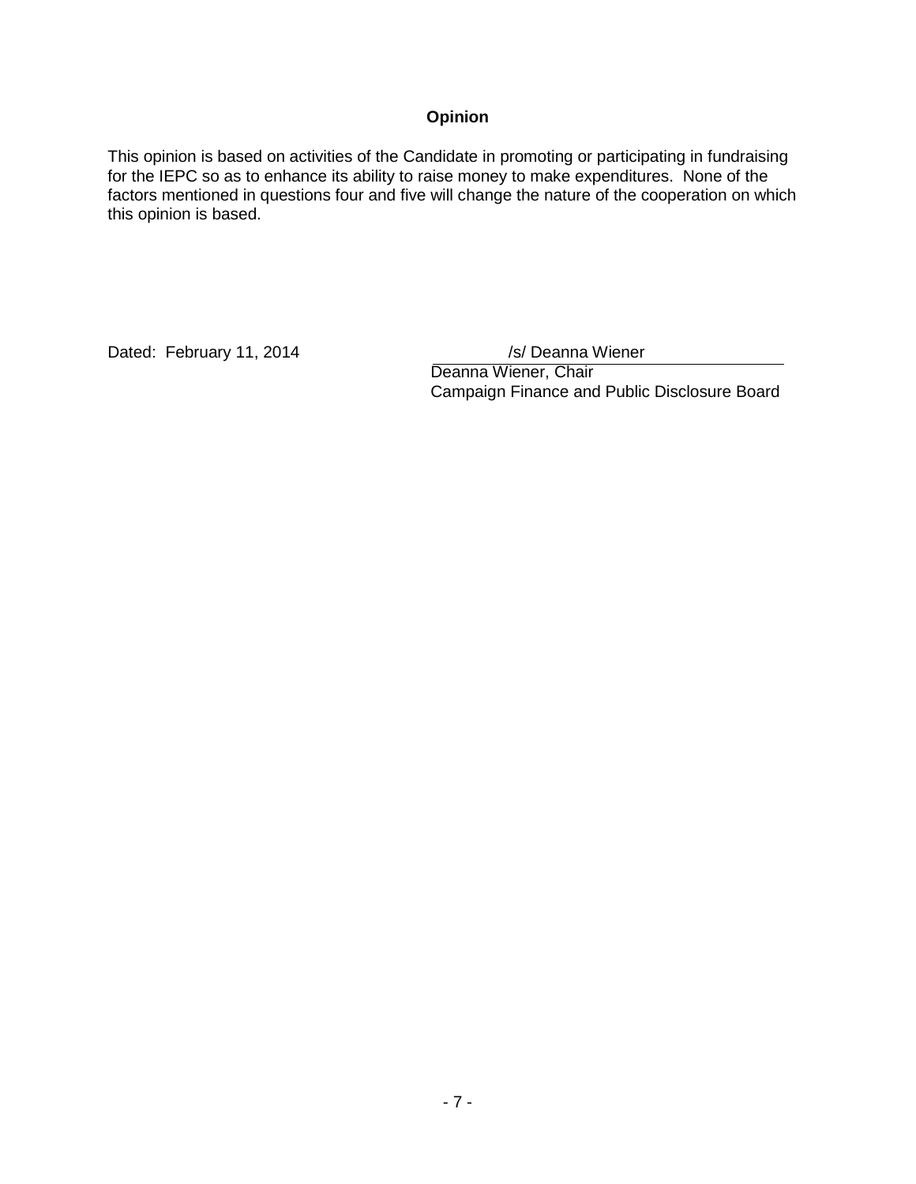## Opinion

This opinion is based on activities of the Candidate in promoting or participating in fundraising for the IEPC so as to enhance its ability to raise money to make expenditures. None of the factors mentioned in questions four and five will change the nature of the cooperation on which this opinion is based.

Dated: February 11, 2014

/s/ Deanna Wiener
Deanna Wiener, Chair
Campaign Finance and Public Disclosure Board